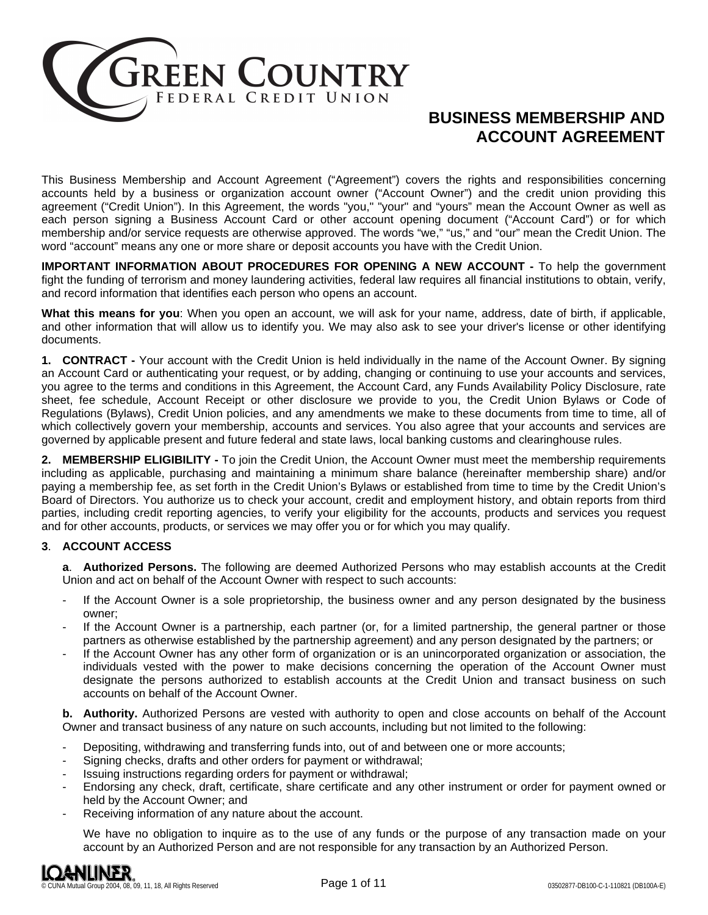GREEN COUNTRY
FEDERAL CREDIT UNION

# BUSINESS MEMBERSHIP AND ACCOUNT AGREEMENT

This Business Membership and Account Agreement ("Agreement") covers the rights and responsibilities concerning accounts held by a business or organization account owner ("Account Owner") and the credit union providing this agreement ("Credit Union"). In this Agreement, the words "you," "your" and "yours" mean the Account Owner as well as each person signing a Business Account Card or other account opening document ("Account Card") or for which membership and/or service requests are otherwise approved. The words "we," "us," and "our" mean the Credit Union. The word "account" means any one or more share or deposit accounts you have with the Credit Union.

**IMPORTANT INFORMATION ABOUT PROCEDURES FOR OPENING A NEW ACCOUNT -** To help the government fight the funding of terrorism and money laundering activities, federal law requires all financial institutions to obtain, verify, and record information that identifies each person who opens an account.

**What this means for you**: When you open an account, we will ask for your name, address, date of birth, if applicable, and other information that will allow us to identify you. We may also ask to see your driver's license or other identifying documents.

**1. CONTRACT -** Your account with the Credit Union is held individually in the name of the Account Owner. By signing an Account Card or authenticating your request, or by adding, changing or continuing to use your accounts and services, you agree to the terms and conditions in this Agreement, the Account Card, any Funds Availability Policy Disclosure, rate sheet, fee schedule, Account Receipt or other disclosure we provide to you, the Credit Union Bylaws or Code of Regulations (Bylaws), Credit Union policies, and any amendments we make to these documents from time to time, all of which collectively govern your membership, accounts and services. You also agree that your accounts and services are governed by applicable present and future federal and state laws, local banking customs and clearinghouse rules.

**2. MEMBERSHIP ELIGIBILITY -** To join the Credit Union, the Account Owner must meet the membership requirements including as applicable, purchasing and maintaining a minimum share balance (hereinafter membership share) and/or paying a membership fee, as set forth in the Credit Union's Bylaws or established from time to time by the Credit Union's Board of Directors. You authorize us to check your account, credit and employment history, and obtain reports from third parties, including credit reporting agencies, to verify your eligibility for the accounts, products and services you request and for other accounts, products, or services we may offer you or for which you may qualify.

**3. ACCOUNT ACCESS**

**a. Authorized Persons.** The following are deemed Authorized Persons who may establish accounts at the Credit Union and act on behalf of the Account Owner with respect to such accounts:

- If the Account Owner is a sole proprietorship, the business owner and any person designated by the business owner;
- If the Account Owner is a partnership, each partner (or, for a limited partnership, the general partner or those partners as otherwise established by the partnership agreement) and any person designated by the partners; or
- If the Account Owner has any other form of organization or is an unincorporated organization or association, the individuals vested with the power to make decisions concerning the operation of the Account Owner must designate the persons authorized to establish accounts at the Credit Union and transact business on such accounts on behalf of the Account Owner.

**b. Authority.** Authorized Persons are vested with authority to open and close accounts on behalf of the Account Owner and transact business of any nature on such accounts, including but not limited to the following:

- Depositing, withdrawing and transferring funds into, out of and between one or more accounts;
- Signing checks, drafts and other orders for payment or withdrawal;
- Issuing instructions regarding orders for payment or withdrawal;
- Endorsing any check, draft, certificate, share certificate and any other instrument or order for payment owned or held by the Account Owner; and
- Receiving information of any nature about the account.

We have no obligation to inquire as to the use of any funds or the purpose of any transaction made on your account by an Authorized Person and are not responsible for any transaction by an Authorized Person.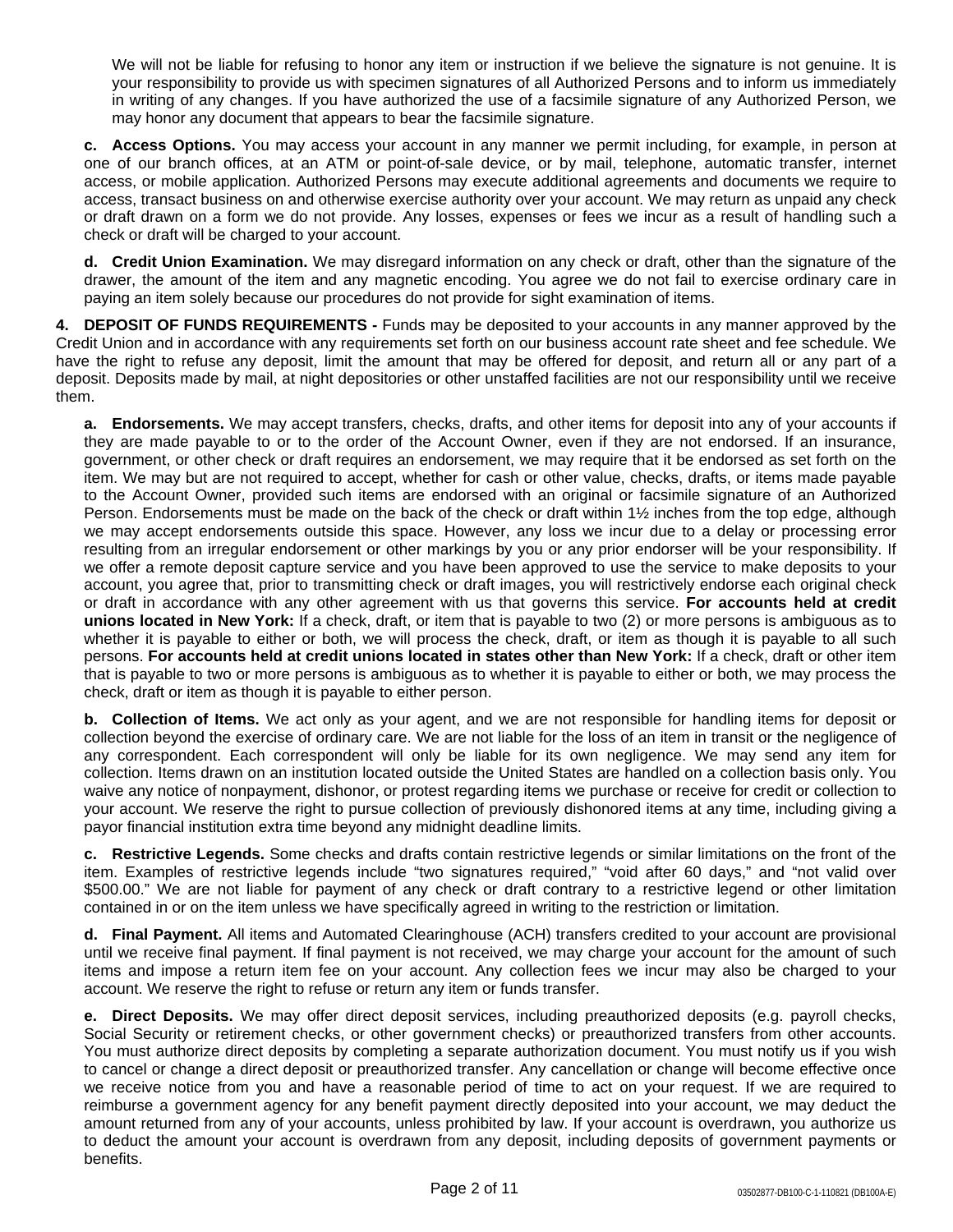We will not be liable for refusing to honor any item or instruction if we believe the signature is not genuine. It is your responsibility to provide us with specimen signatures of all Authorized Persons and to inform us immediately in writing of any changes. If you have authorized the use of a facsimile signature of any Authorized Person, we may honor any document that appears to bear the facsimile signature.

**c. Access Options.** You may access your account in any manner we permit including, for example, in person at one of our branch offices, at an ATM or point-of-sale device, or by mail, telephone, automatic transfer, internet access, or mobile application. Authorized Persons may execute additional agreements and documents we require to access, transact business on and otherwise exercise authority over your account. We may return as unpaid any check or draft drawn on a form we do not provide. Any losses, expenses or fees we incur as a result of handling such a check or draft will be charged to your account.

**d. Credit Union Examination.** We may disregard information on any check or draft, other than the signature of the drawer, the amount of the item and any magnetic encoding. You agree we do not fail to exercise ordinary care in paying an item solely because our procedures do not provide for sight examination of items.

**4. DEPOSIT OF FUNDS REQUIREMENTS -** Funds may be deposited to your accounts in any manner approved by the Credit Union and in accordance with any requirements set forth on our business account rate sheet and fee schedule. We have the right to refuse any deposit, limit the amount that may be offered for deposit, and return all or any part of a deposit. Deposits made by mail, at night depositories or other unstaffed facilities are not our responsibility until we receive them.

**a. Endorsements.** We may accept transfers, checks, drafts, and other items for deposit into any of your accounts if they are made payable to or to the order of the Account Owner, even if they are not endorsed. If an insurance, government, or other check or draft requires an endorsement, we may require that it be endorsed as set forth on the item. We may but are not required to accept, whether for cash or other value, checks, drafts, or items made payable to the Account Owner, provided such items are endorsed with an original or facsimile signature of an Authorized Person. Endorsements must be made on the back of the check or draft within 1½ inches from the top edge, although we may accept endorsements outside this space. However, any loss we incur due to a delay or processing error resulting from an irregular endorsement or other markings by you or any prior endorser will be your responsibility. If we offer a remote deposit capture service and you have been approved to use the service to make deposits to your account, you agree that, prior to transmitting check or draft images, you will restrictively endorse each original check or draft in accordance with any other agreement with us that governs this service. **For accounts held at credit unions located in New York:** If a check, draft, or item that is payable to two (2) or more persons is ambiguous as to whether it is payable to either or both, we will process the check, draft, or item as though it is payable to all such persons. **For accounts held at credit unions located in states other than New York:** If a check, draft or other item that is payable to two or more persons is ambiguous as to whether it is payable to either or both, we may process the check, draft or item as though it is payable to either person.

**b. Collection of Items.** We act only as your agent, and we are not responsible for handling items for deposit or collection beyond the exercise of ordinary care. We are not liable for the loss of an item in transit or the negligence of any correspondent. Each correspondent will only be liable for its own negligence. We may send any item for collection. Items drawn on an institution located outside the United States are handled on a collection basis only. You waive any notice of nonpayment, dishonor, or protest regarding items we purchase or receive for credit or collection to your account. We reserve the right to pursue collection of previously dishonored items at any time, including giving a payor financial institution extra time beyond any midnight deadline limits.

**c. Restrictive Legends.** Some checks and drafts contain restrictive legends or similar limitations on the front of the item. Examples of restrictive legends include "two signatures required," "void after 60 days," and "not valid over $500.00." We are not liable for payment of any check or draft contrary to a restrictive legend or other limitation contained in or on the item unless we have specifically agreed in writing to the restriction or limitation.

**d. Final Payment.** All items and Automated Clearinghouse (ACH) transfers credited to your account are provisional until we receive final payment. If final payment is not received, we may charge your account for the amount of such items and impose a return item fee on your account. Any collection fees we incur may also be charged to your account. We reserve the right to refuse or return any item or funds transfer.

**e. Direct Deposits.** We may offer direct deposit services, including preauthorized deposits (e.g. payroll checks, Social Security or retirement checks, or other government checks) or preauthorized transfers from other accounts. You must authorize direct deposits by completing a separate authorization document. You must notify us if you wish to cancel or change a direct deposit or preauthorized transfer. Any cancellation or change will become effective once we receive notice from you and have a reasonable period of time to act on your request. If we are required to reimburse a government agency for any benefit payment directly deposited into your account, we may deduct the amount returned from any of your accounts, unless prohibited by law. If your account is overdrawn, you authorize us to deduct the amount your account is overdrawn from any deposit, including deposits of government payments or benefits.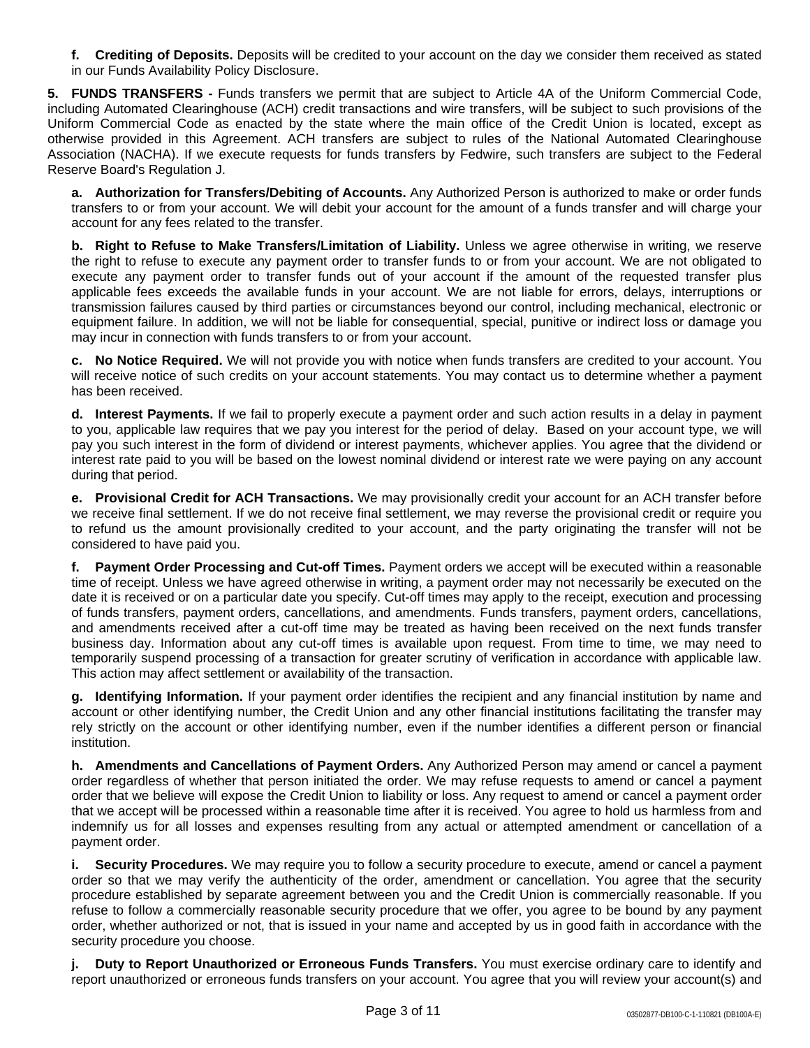**f. Crediting of Deposits.** Deposits will be credited to your account on the day we consider them received as stated in our Funds Availability Policy Disclosure.

**5. FUNDS TRANSFERS -** Funds transfers we permit that are subject to Article 4A of the Uniform Commercial Code, including Automated Clearinghouse (ACH) credit transactions and wire transfers, will be subject to such provisions of the Uniform Commercial Code as enacted by the state where the main office of the Credit Union is located, except as otherwise provided in this Agreement. ACH transfers are subject to rules of the National Automated Clearinghouse Association (NACHA). If we execute requests for funds transfers by Fedwire, such transfers are subject to the Federal Reserve Board's Regulation J.

**a. Authorization for Transfers/Debiting of Accounts.** Any Authorized Person is authorized to make or order funds transfers to or from your account. We will debit your account for the amount of a funds transfer and will charge your account for any fees related to the transfer.

**b. Right to Refuse to Make Transfers/Limitation of Liability.** Unless we agree otherwise in writing, we reserve the right to refuse to execute any payment order to transfer funds to or from your account. We are not obligated to execute any payment order to transfer funds out of your account if the amount of the requested transfer plus applicable fees exceeds the available funds in your account. We are not liable for errors, delays, interruptions or transmission failures caused by third parties or circumstances beyond our control, including mechanical, electronic or equipment failure. In addition, we will not be liable for consequential, special, punitive or indirect loss or damage you may incur in connection with funds transfers to or from your account.

**c. No Notice Required.** We will not provide you with notice when funds transfers are credited to your account. You will receive notice of such credits on your account statements. You may contact us to determine whether a payment has been received.

**d. Interest Payments.** If we fail to properly execute a payment order and such action results in a delay in payment to you, applicable law requires that we pay you interest for the period of delay. Based on your account type, we will pay you such interest in the form of dividend or interest payments, whichever applies. You agree that the dividend or interest rate paid to you will be based on the lowest nominal dividend or interest rate we were paying on any account during that period.

**e. Provisional Credit for ACH Transactions.** We may provisionally credit your account for an ACH transfer before we receive final settlement. If we do not receive final settlement, we may reverse the provisional credit or require you to refund us the amount provisionally credited to your account, and the party originating the transfer will not be considered to have paid you.

**f. Payment Order Processing and Cut-off Times.** Payment orders we accept will be executed within a reasonable time of receipt. Unless we have agreed otherwise in writing, a payment order may not necessarily be executed on the date it is received or on a particular date you specify. Cut-off times may apply to the receipt, execution and processing of funds transfers, payment orders, cancellations, and amendments. Funds transfers, payment orders, cancellations, and amendments received after a cut-off time may be treated as having been received on the next funds transfer business day. Information about any cut-off times is available upon request. From time to time, we may need to temporarily suspend processing of a transaction for greater scrutiny of verification in accordance with applicable law. This action may affect settlement or availability of the transaction.

**g. Identifying Information.** If your payment order identifies the recipient and any financial institution by name and account or other identifying number, the Credit Union and any other financial institutions facilitating the transfer may rely strictly on the account or other identifying number, even if the number identifies a different person or financial institution.

**h. Amendments and Cancellations of Payment Orders.** Any Authorized Person may amend or cancel a payment order regardless of whether that person initiated the order. We may refuse requests to amend or cancel a payment order that we believe will expose the Credit Union to liability or loss. Any request to amend or cancel a payment order that we accept will be processed within a reasonable time after it is received. You agree to hold us harmless from and indemnify us for all losses and expenses resulting from any actual or attempted amendment or cancellation of a payment order.

**i. Security Procedures.** We may require you to follow a security procedure to execute, amend or cancel a payment order so that we may verify the authenticity of the order, amendment or cancellation. You agree that the security procedure established by separate agreement between you and the Credit Union is commercially reasonable. If you refuse to follow a commercially reasonable security procedure that we offer, you agree to be bound by any payment order, whether authorized or not, that is issued in your name and accepted by us in good faith in accordance with the security procedure you choose.

**j. Duty to Report Unauthorized or Erroneous Funds Transfers.** You must exercise ordinary care to identify and report unauthorized or erroneous funds transfers on your account. You agree that you will review your account(s) and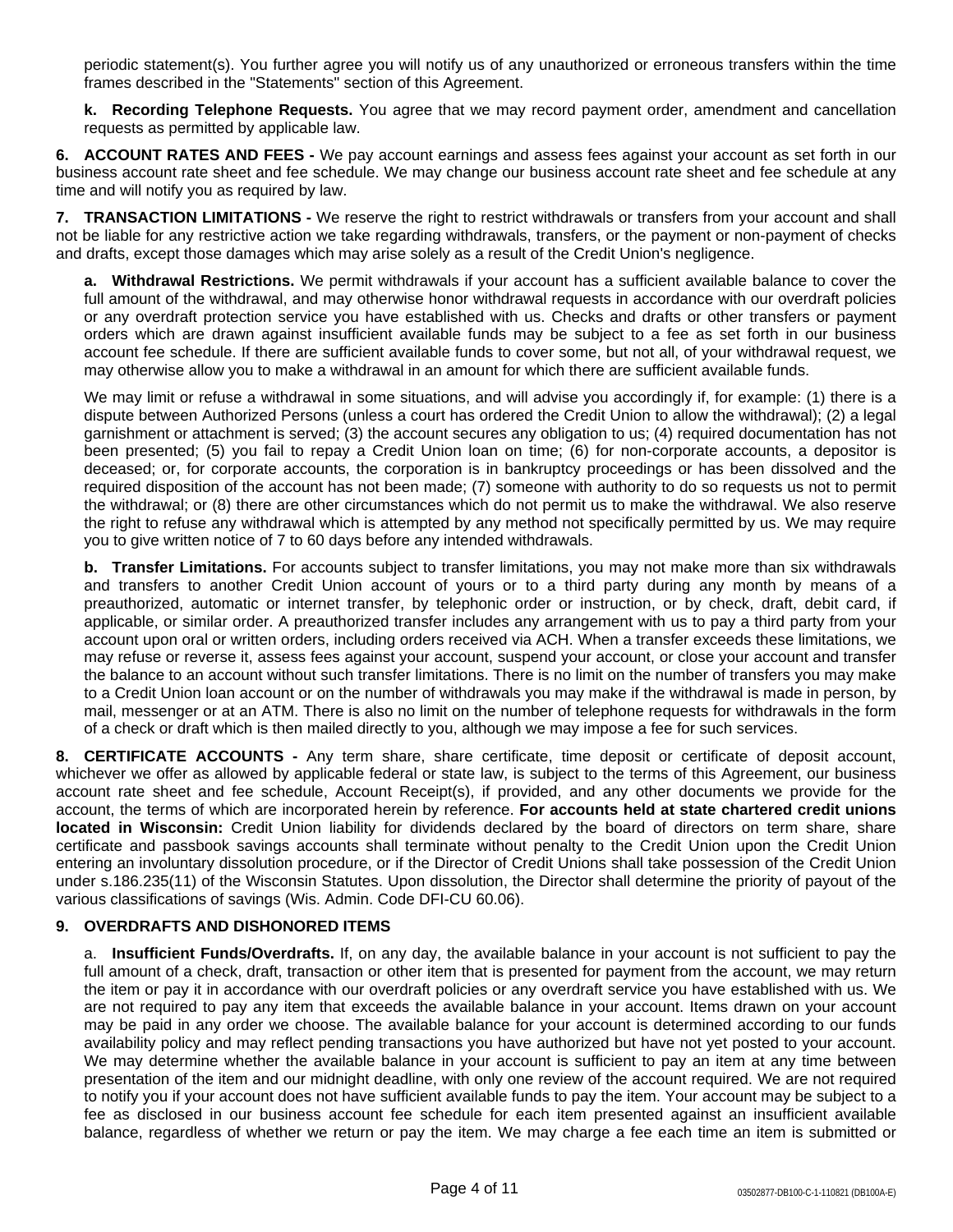periodic statement(s). You further agree you will notify us of any unauthorized or erroneous transfers within the time frames described in the "Statements" section of this Agreement.

**k. Recording Telephone Requests.** You agree that we may record payment order, amendment and cancellation requests as permitted by applicable law.

**6. ACCOUNT RATES AND FEES -** We pay account earnings and assess fees against your account as set forth in our business account rate sheet and fee schedule. We may change our business account rate sheet and fee schedule at any time and will notify you as required by law.

**7. TRANSACTION LIMITATIONS -** We reserve the right to restrict withdrawals or transfers from your account and shall not be liable for any restrictive action we take regarding withdrawals, transfers, or the payment or non-payment of checks and drafts, except those damages which may arise solely as a result of the Credit Union's negligence.

**a. Withdrawal Restrictions.** We permit withdrawals if your account has a sufficient available balance to cover the full amount of the withdrawal, and may otherwise honor withdrawal requests in accordance with our overdraft policies or any overdraft protection service you have established with us. Checks and drafts or other transfers or payment orders which are drawn against insufficient available funds may be subject to a fee as set forth in our business account fee schedule. If there are sufficient available funds to cover some, but not all, of your withdrawal request, we may otherwise allow you to make a withdrawal in an amount for which there are sufficient available funds.

We may limit or refuse a withdrawal in some situations, and will advise you accordingly if, for example: (1) there is a dispute between Authorized Persons (unless a court has ordered the Credit Union to allow the withdrawal); (2) a legal garnishment or attachment is served; (3) the account secures any obligation to us; (4) required documentation has not been presented; (5) you fail to repay a Credit Union loan on time; (6) for non-corporate accounts, a depositor is deceased; or, for corporate accounts, the corporation is in bankruptcy proceedings or has been dissolved and the required disposition of the account has not been made; (7) someone with authority to do so requests us not to permit the withdrawal; or (8) there are other circumstances which do not permit us to make the withdrawal. We also reserve the right to refuse any withdrawal which is attempted by any method not specifically permitted by us. We may require you to give written notice of 7 to 60 days before any intended withdrawals.

**b. Transfer Limitations.** For accounts subject to transfer limitations, you may not make more than six withdrawals and transfers to another Credit Union account of yours or to a third party during any month by means of a preauthorized, automatic or internet transfer, by telephonic order or instruction, or by check, draft, debit card, if applicable, or similar order. A preauthorized transfer includes any arrangement with us to pay a third party from your account upon oral or written orders, including orders received via ACH. When a transfer exceeds these limitations, we may refuse or reverse it, assess fees against your account, suspend your account, or close your account and transfer the balance to an account without such transfer limitations. There is no limit on the number of transfers you may make to a Credit Union loan account or on the number of withdrawals you may make if the withdrawal is made in person, by mail, messenger or at an ATM. There is also no limit on the number of telephone requests for withdrawals in the form of a check or draft which is then mailed directly to you, although we may impose a fee for such services.

**8. CERTIFICATE ACCOUNTS -** Any term share, share certificate, time deposit or certificate of deposit account, whichever we offer as allowed by applicable federal or state law, is subject to the terms of this Agreement, our business account rate sheet and fee schedule, Account Receipt(s), if provided, and any other documents we provide for the account, the terms of which are incorporated herein by reference. **For accounts held at state chartered credit unions located in Wisconsin:** Credit Union liability for dividends declared by the board of directors on term share, share certificate and passbook savings accounts shall terminate without penalty to the Credit Union upon the Credit Union entering an involuntary dissolution procedure, or if the Director of Credit Unions shall take possession of the Credit Union under s.186.235(11) of the Wisconsin Statutes. Upon dissolution, the Director shall determine the priority of payout of the various classifications of savings (Wis. Admin. Code DFI-CU 60.06).

**9. OVERDRAFTS AND DISHONORED ITEMS**

a. **Insufficient Funds/Overdrafts.** If, on any day, the available balance in your account is not sufficient to pay the full amount of a check, draft, transaction or other item that is presented for payment from the account, we may return the item or pay it in accordance with our overdraft policies or any overdraft service you have established with us. We are not required to pay any item that exceeds the available balance in your account. Items drawn on your account may be paid in any order we choose. The available balance for your account is determined according to our funds availability policy and may reflect pending transactions you have authorized but have not yet posted to your account. We may determine whether the available balance in your account is sufficient to pay an item at any time between presentation of the item and our midnight deadline, with only one review of the account required. We are not required to notify you if your account does not have sufficient available funds to pay the item. Your account may be subject to a fee as disclosed in our business account fee schedule for each item presented against an insufficient available balance, regardless of whether we return or pay the item. We may charge a fee each time an item is submitted or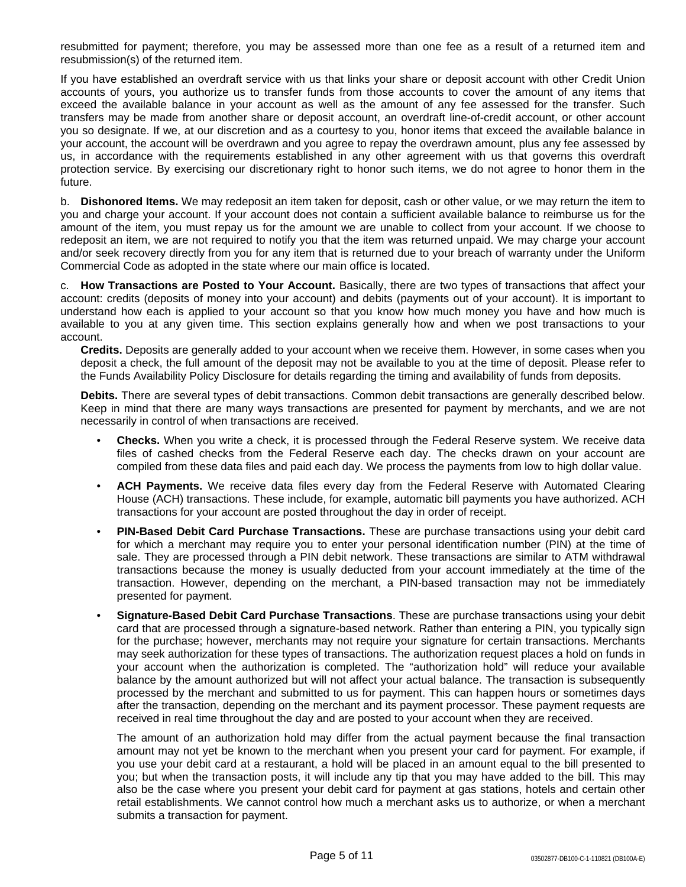resubmitted for payment; therefore, you may be assessed more than one fee as a result of a returned item and resubmission(s) of the returned item.

If you have established an overdraft service with us that links your share or deposit account with other Credit Union accounts of yours, you authorize us to transfer funds from those accounts to cover the amount of any items that exceed the available balance in your account as well as the amount of any fee assessed for the transfer. Such transfers may be made from another share or deposit account, an overdraft line-of-credit account, or other account you so designate. If we, at our discretion and as a courtesy to you, honor items that exceed the available balance in your account, the account will be overdrawn and you agree to repay the overdrawn amount, plus any fee assessed by us, in accordance with the requirements established in any other agreement with us that governs this overdraft protection service. By exercising our discretionary right to honor such items, we do not agree to honor them in the future.

b. **Dishonored Items.** We may redeposit an item taken for deposit, cash or other value, or we may return the item to you and charge your account. If your account does not contain a sufficient available balance to reimburse us for the amount of the item, you must repay us for the amount we are unable to collect from your account. If we choose to redeposit an item, we are not required to notify you that the item was returned unpaid. We may charge your account and/or seek recovery directly from you for any item that is returned due to your breach of warranty under the Uniform Commercial Code as adopted in the state where our main office is located.

c. **How Transactions are Posted to Your Account.** Basically, there are two types of transactions that affect your account: credits (deposits of money into your account) and debits (payments out of your account). It is important to understand how each is applied to your account so that you know how much money you have and how much is available to you at any given time. This section explains generally how and when we post transactions to your account.

**Credits.** Deposits are generally added to your account when we receive them. However, in some cases when you deposit a check, the full amount of the deposit may not be available to you at the time of deposit. Please refer to the Funds Availability Policy Disclosure for details regarding the timing and availability of funds from deposits.

**Debits.** There are several types of debit transactions. Common debit transactions are generally described below. Keep in mind that there are many ways transactions are presented for payment by merchants, and we are not necessarily in control of when transactions are received.

- **Checks.** When you write a check, it is processed through the Federal Reserve system. We receive data files of cashed checks from the Federal Reserve each day. The checks drawn on your account are compiled from these data files and paid each day. We process the payments from low to high dollar value.
- **ACH Payments.** We receive data files every day from the Federal Reserve with Automated Clearing House (ACH) transactions. These include, for example, automatic bill payments you have authorized. ACH transactions for your account are posted throughout the day in order of receipt.
- **PIN-Based Debit Card Purchase Transactions.** These are purchase transactions using your debit card for which a merchant may require you to enter your personal identification number (PIN) at the time of sale. They are processed through a PIN debit network. These transactions are similar to ATM withdrawal transactions because the money is usually deducted from your account immediately at the time of the transaction. However, depending on the merchant, a PIN-based transaction may not be immediately presented for payment.
- **Signature-Based Debit Card Purchase Transactions**. These are purchase transactions using your debit card that are processed through a signature-based network. Rather than entering a PIN, you typically sign for the purchase; however, merchants may not require your signature for certain transactions. Merchants may seek authorization for these types of transactions. The authorization request places a hold on funds in your account when the authorization is completed. The "authorization hold" will reduce your available balance by the amount authorized but will not affect your actual balance. The transaction is subsequently processed by the merchant and submitted to us for payment. This can happen hours or sometimes days after the transaction, depending on the merchant and its payment processor. These payment requests are received in real time throughout the day and are posted to your account when they are received.

  The amount of an authorization hold may differ from the actual payment because the final transaction amount may not yet be known to the merchant when you present your card for payment. For example, if you use your debit card at a restaurant, a hold will be placed in an amount equal to the bill presented to you; but when the transaction posts, it will include any tip that you may have added to the bill. This may also be the case where you present your debit card for payment at gas stations, hotels and certain other retail establishments. We cannot control how much a merchant asks us to authorize, or when a merchant submits a transaction for payment.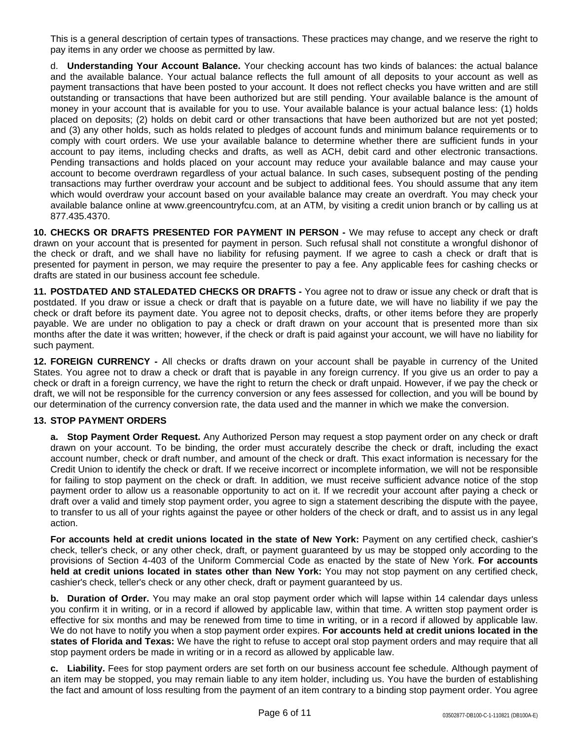This is a general description of certain types of transactions. These practices may change, and we reserve the right to pay items in any order we choose as permitted by law.

d. **Understanding Your Account Balance.** Your checking account has two kinds of balances: the actual balance and the available balance. Your actual balance reflects the full amount of all deposits to your account as well as payment transactions that have been posted to your account. It does not reflect checks you have written and are still outstanding or transactions that have been authorized but are still pending. Your available balance is the amount of money in your account that is available for you to use. Your available balance is your actual balance less: (1) holds placed on deposits; (2) holds on debit card or other transactions that have been authorized but are not yet posted; and (3) any other holds, such as holds related to pledges of account funds and minimum balance requirements or to comply with court orders. We use your available balance to determine whether there are sufficient funds in your account to pay items, including checks and drafts, as well as ACH, debit card and other electronic transactions. Pending transactions and holds placed on your account may reduce your available balance and may cause your account to become overdrawn regardless of your actual balance. In such cases, subsequent posting of the pending transactions may further overdraw your account and be subject to additional fees. You should assume that any item which would overdraw your account based on your available balance may create an overdraft. You may check your available balance online at www.greencountryfcu.com, at an ATM, by visiting a credit union branch or by calling us at 877.435.4370.

**10. CHECKS OR DRAFTS PRESENTED FOR PAYMENT IN PERSON -** We may refuse to accept any check or draft drawn on your account that is presented for payment in person. Such refusal shall not constitute a wrongful dishonor of the check or draft, and we shall have no liability for refusing payment. If we agree to cash a check or draft that is presented for payment in person, we may require the presenter to pay a fee. Any applicable fees for cashing checks or drafts are stated in our business account fee schedule.

**11. POSTDATED AND STALEDATED CHECKS OR DRAFTS -** You agree not to draw or issue any check or draft that is postdated. If you draw or issue a check or draft that is payable on a future date, we will have no liability if we pay the check or draft before its payment date. You agree not to deposit checks, drafts, or other items before they are properly payable. We are under no obligation to pay a check or draft drawn on your account that is presented more than six months after the date it was written; however, if the check or draft is paid against your account, we will have no liability for such payment.

**12. FOREIGN CURRENCY -** All checks or drafts drawn on your account shall be payable in currency of the United States. You agree not to draw a check or draft that is payable in any foreign currency. If you give us an order to pay a check or draft in a foreign currency, we have the right to return the check or draft unpaid. However, if we pay the check or draft, we will not be responsible for the currency conversion or any fees assessed for collection, and you will be bound by our determination of the currency conversion rate, the data used and the manner in which we make the conversion.

**13. STOP PAYMENT ORDERS**

**a. Stop Payment Order Request.** Any Authorized Person may request a stop payment order on any check or draft drawn on your account. To be binding, the order must accurately describe the check or draft, including the exact account number, check or draft number, and amount of the check or draft. This exact information is necessary for the Credit Union to identify the check or draft. If we receive incorrect or incomplete information, we will not be responsible for failing to stop payment on the check or draft. In addition, we must receive sufficient advance notice of the stop payment order to allow us a reasonable opportunity to act on it. If we recredit your account after paying a check or draft over a valid and timely stop payment order, you agree to sign a statement describing the dispute with the payee, to transfer to us all of your rights against the payee or other holders of the check or draft, and to assist us in any legal action.

**For accounts held at credit unions located in the state of New York:** Payment on any certified check, cashier's check, teller's check, or any other check, draft, or payment guaranteed by us may be stopped only according to the provisions of Section 4-403 of the Uniform Commercial Code as enacted by the state of New York. **For accounts held at credit unions located in states other than New York:** You may not stop payment on any certified check, cashier's check, teller's check or any other check, draft or payment guaranteed by us.

**b. Duration of Order.** You may make an oral stop payment order which will lapse within 14 calendar days unless you confirm it in writing, or in a record if allowed by applicable law, within that time. A written stop payment order is effective for six months and may be renewed from time to time in writing, or in a record if allowed by applicable law. We do not have to notify you when a stop payment order expires. **For accounts held at credit unions located in the states of Florida and Texas:** We have the right to refuse to accept oral stop payment orders and may require that all stop payment orders be made in writing or in a record as allowed by applicable law.

**c. Liability.** Fees for stop payment orders are set forth on our business account fee schedule. Although payment of an item may be stopped, you may remain liable to any item holder, including us. You have the burden of establishing the fact and amount of loss resulting from the payment of an item contrary to a binding stop payment order. You agree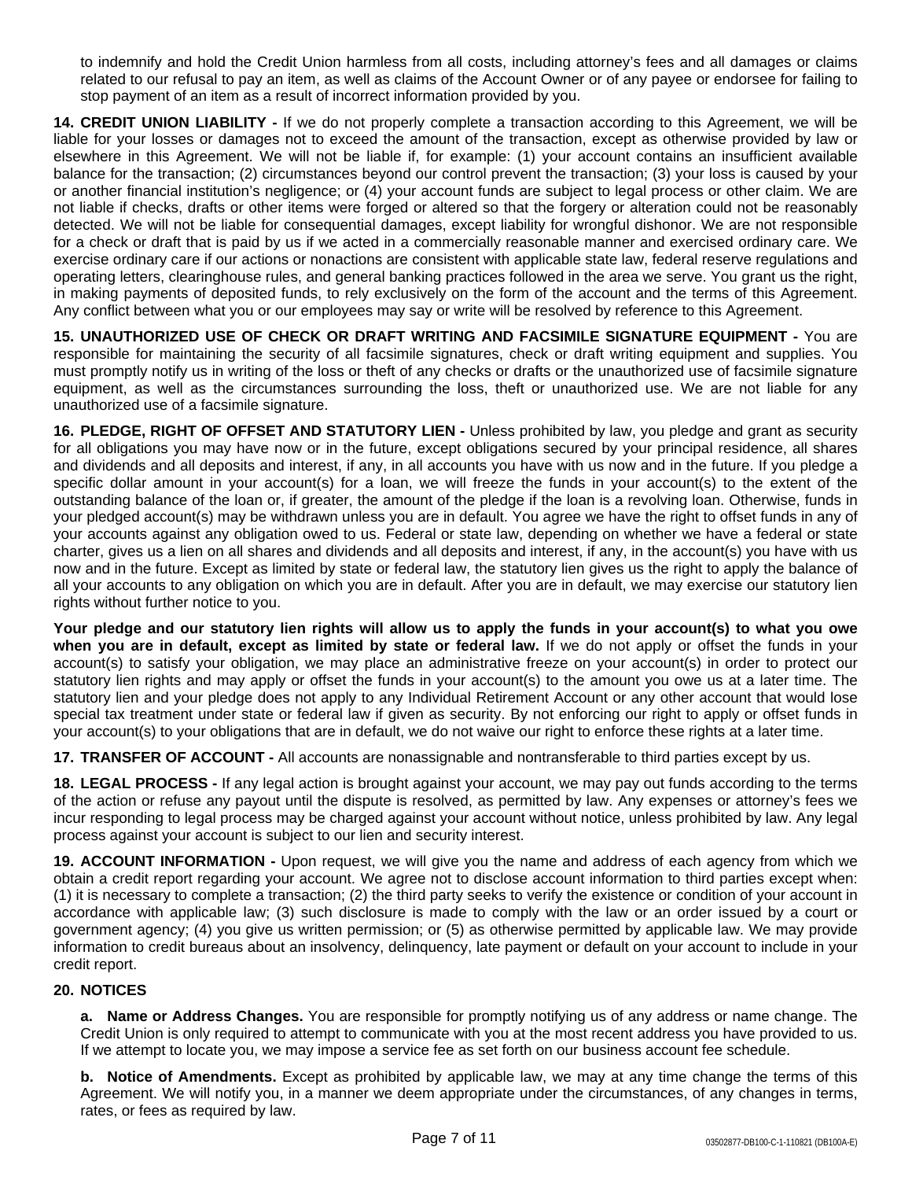to indemnify and hold the Credit Union harmless from all costs, including attorney's fees and all damages or claims related to our refusal to pay an item, as well as claims of the Account Owner or of any payee or endorsee for failing to stop payment of an item as a result of incorrect information provided by you.

**14. CREDIT UNION LIABILITY -** If we do not properly complete a transaction according to this Agreement, we will be liable for your losses or damages not to exceed the amount of the transaction, except as otherwise provided by law or elsewhere in this Agreement. We will not be liable if, for example: (1) your account contains an insufficient available balance for the transaction; (2) circumstances beyond our control prevent the transaction; (3) your loss is caused by your or another financial institution's negligence; or (4) your account funds are subject to legal process or other claim. We are not liable if checks, drafts or other items were forged or altered so that the forgery or alteration could not be reasonably detected. We will not be liable for consequential damages, except liability for wrongful dishonor. We are not responsible for a check or draft that is paid by us if we acted in a commercially reasonable manner and exercised ordinary care. We exercise ordinary care if our actions or nonactions are consistent with applicable state law, federal reserve regulations and operating letters, clearinghouse rules, and general banking practices followed in the area we serve. You grant us the right, in making payments of deposited funds, to rely exclusively on the form of the account and the terms of this Agreement. Any conflict between what you or our employees may say or write will be resolved by reference to this Agreement.

**15. UNAUTHORIZED USE OF CHECK OR DRAFT WRITING AND FACSIMILE SIGNATURE EQUIPMENT -** You are responsible for maintaining the security of all facsimile signatures, check or draft writing equipment and supplies. You must promptly notify us in writing of the loss or theft of any checks or drafts or the unauthorized use of facsimile signature equipment, as well as the circumstances surrounding the loss, theft or unauthorized use. We are not liable for any unauthorized use of a facsimile signature.

**16. PLEDGE, RIGHT OF OFFSET AND STATUTORY LIEN -** Unless prohibited by law, you pledge and grant as security for all obligations you may have now or in the future, except obligations secured by your principal residence, all shares and dividends and all deposits and interest, if any, in all accounts you have with us now and in the future. If you pledge a specific dollar amount in your account(s) for a loan, we will freeze the funds in your account(s) to the extent of the outstanding balance of the loan or, if greater, the amount of the pledge if the loan is a revolving loan. Otherwise, funds in your pledged account(s) may be withdrawn unless you are in default. You agree we have the right to offset funds in any of your accounts against any obligation owed to us. Federal or state law, depending on whether we have a federal or state charter, gives us a lien on all shares and dividends and all deposits and interest, if any, in the account(s) you have with us now and in the future. Except as limited by state or federal law, the statutory lien gives us the right to apply the balance of all your accounts to any obligation on which you are in default. After you are in default, we may exercise our statutory lien rights without further notice to you.

**Your pledge and our statutory lien rights will allow us to apply the funds in your account(s) to what you owe when you are in default, except as limited by state or federal law.** If we do not apply or offset the funds in your account(s) to satisfy your obligation, we may place an administrative freeze on your account(s) in order to protect our statutory lien rights and may apply or offset the funds in your account(s) to the amount you owe us at a later time. The statutory lien and your pledge does not apply to any Individual Retirement Account or any other account that would lose special tax treatment under state or federal law if given as security. By not enforcing our right to apply or offset funds in your account(s) to your obligations that are in default, we do not waive our right to enforce these rights at a later time.

**17. TRANSFER OF ACCOUNT -** All accounts are nonassignable and nontransferable to third parties except by us.

**18. LEGAL PROCESS -** If any legal action is brought against your account, we may pay out funds according to the terms of the action or refuse any payout until the dispute is resolved, as permitted by law. Any expenses or attorney's fees we incur responding to legal process may be charged against your account without notice, unless prohibited by law. Any legal process against your account is subject to our lien and security interest.

**19. ACCOUNT INFORMATION -** Upon request, we will give you the name and address of each agency from which we obtain a credit report regarding your account. We agree not to disclose account information to third parties except when: (1) it is necessary to complete a transaction; (2) the third party seeks to verify the existence or condition of your account in accordance with applicable law; (3) such disclosure is made to comply with the law or an order issued by a court or government agency; (4) you give us written permission; or (5) as otherwise permitted by applicable law. We may provide information to credit bureaus about an insolvency, delinquency, late payment or default on your account to include in your credit report.

**20. NOTICES**

**a. Name or Address Changes.** You are responsible for promptly notifying us of any address or name change. The Credit Union is only required to attempt to communicate with you at the most recent address you have provided to us. If we attempt to locate you, we may impose a service fee as set forth on our business account fee schedule.

**b. Notice of Amendments.** Except as prohibited by applicable law, we may at any time change the terms of this Agreement. We will notify you, in a manner we deem appropriate under the circumstances, of any changes in terms, rates, or fees as required by law.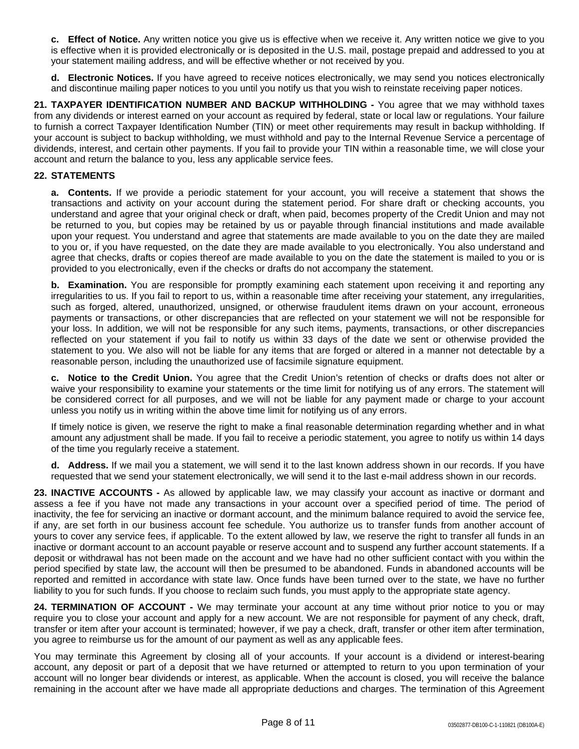**c. Effect of Notice.** Any written notice you give us is effective when we receive it. Any written notice we give to you is effective when it is provided electronically or is deposited in the U.S. mail, postage prepaid and addressed to you at your statement mailing address, and will be effective whether or not received by you.

**d. Electronic Notices.** If you have agreed to receive notices electronically, we may send you notices electronically and discontinue mailing paper notices to you until you notify us that you wish to reinstate receiving paper notices.

**21. TAXPAYER IDENTIFICATION NUMBER AND BACKUP WITHHOLDING -** You agree that we may withhold taxes from any dividends or interest earned on your account as required by federal, state or local law or regulations. Your failure to furnish a correct Taxpayer Identification Number (TIN) or meet other requirements may result in backup withholding. If your account is subject to backup withholding, we must withhold and pay to the Internal Revenue Service a percentage of dividends, interest, and certain other payments. If you fail to provide your TIN within a reasonable time, we will close your account and return the balance to you, less any applicable service fees.

**22. STATEMENTS**

**a. Contents.** If we provide a periodic statement for your account, you will receive a statement that shows the transactions and activity on your account during the statement period. For share draft or checking accounts, you understand and agree that your original check or draft, when paid, becomes property of the Credit Union and may not be returned to you, but copies may be retained by us or payable through financial institutions and made available upon your request. You understand and agree that statements are made available to you on the date they are mailed to you or, if you have requested, on the date they are made available to you electronically. You also understand and agree that checks, drafts or copies thereof are made available to you on the date the statement is mailed to you or is provided to you electronically, even if the checks or drafts do not accompany the statement.

**b. Examination.** You are responsible for promptly examining each statement upon receiving it and reporting any irregularities to us. If you fail to report to us, within a reasonable time after receiving your statement, any irregularities, such as forged, altered, unauthorized, unsigned, or otherwise fraudulent items drawn on your account, erroneous payments or transactions, or other discrepancies that are reflected on your statement we will not be responsible for your loss. In addition, we will not be responsible for any such items, payments, transactions, or other discrepancies reflected on your statement if you fail to notify us within 33 days of the date we sent or otherwise provided the statement to you. We also will not be liable for any items that are forged or altered in a manner not detectable by a reasonable person, including the unauthorized use of facsimile signature equipment.

**c. Notice to the Credit Union.** You agree that the Credit Union's retention of checks or drafts does not alter or waive your responsibility to examine your statements or the time limit for notifying us of any errors. The statement will be considered correct for all purposes, and we will not be liable for any payment made or charge to your account unless you notify us in writing within the above time limit for notifying us of any errors.

If timely notice is given, we reserve the right to make a final reasonable determination regarding whether and in what amount any adjustment shall be made. If you fail to receive a periodic statement, you agree to notify us within 14 days of the time you regularly receive a statement.

**d. Address.** If we mail you a statement, we will send it to the last known address shown in our records. If you have requested that we send your statement electronically, we will send it to the last e-mail address shown in our records.

**23. INACTIVE ACCOUNTS -** As allowed by applicable law, we may classify your account as inactive or dormant and assess a fee if you have not made any transactions in your account over a specified period of time. The period of inactivity, the fee for servicing an inactive or dormant account, and the minimum balance required to avoid the service fee, if any, are set forth in our business account fee schedule. You authorize us to transfer funds from another account of yours to cover any service fees, if applicable. To the extent allowed by law, we reserve the right to transfer all funds in an inactive or dormant account to an account payable or reserve account and to suspend any further account statements. If a deposit or withdrawal has not been made on the account and we have had no other sufficient contact with you within the period specified by state law, the account will then be presumed to be abandoned. Funds in abandoned accounts will be reported and remitted in accordance with state law. Once funds have been turned over to the state, we have no further liability to you for such funds. If you choose to reclaim such funds, you must apply to the appropriate state agency.

**24. TERMINATION OF ACCOUNT -** We may terminate your account at any time without prior notice to you or may require you to close your account and apply for a new account. We are not responsible for payment of any check, draft, transfer or item after your account is terminated; however, if we pay a check, draft, transfer or other item after termination, you agree to reimburse us for the amount of our payment as well as any applicable fees.

You may terminate this Agreement by closing all of your accounts. If your account is a dividend or interest-bearing account, any deposit or part of a deposit that we have returned or attempted to return to you upon termination of your account will no longer bear dividends or interest, as applicable. When the account is closed, you will receive the balance remaining in the account after we have made all appropriate deductions and charges. The termination of this Agreement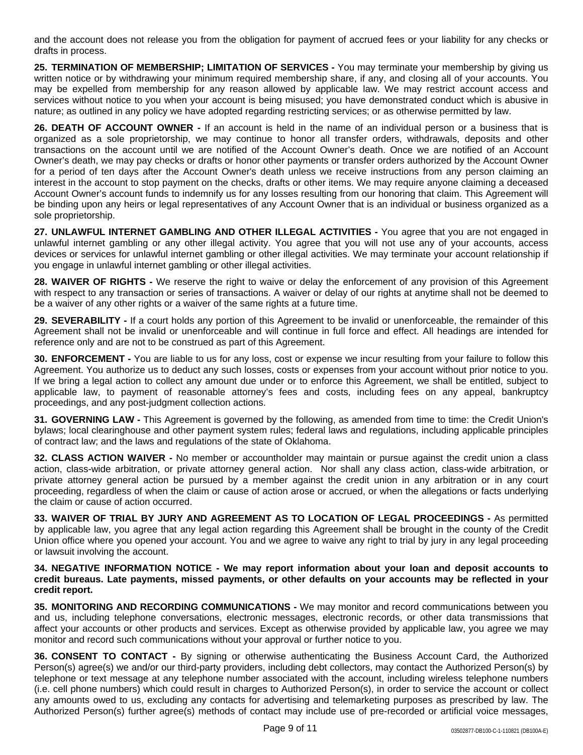and the account does not release you from the obligation for payment of accrued fees or your liability for any checks or drafts in process.

**25. TERMINATION OF MEMBERSHIP; LIMITATION OF SERVICES -** You may terminate your membership by giving us written notice or by withdrawing your minimum required membership share, if any, and closing all of your accounts. You may be expelled from membership for any reason allowed by applicable law. We may restrict account access and services without notice to you when your account is being misused; you have demonstrated conduct which is abusive in nature; as outlined in any policy we have adopted regarding restricting services; or as otherwise permitted by law.

**26. DEATH OF ACCOUNT OWNER -** If an account is held in the name of an individual person or a business that is organized as a sole proprietorship, we may continue to honor all transfer orders, withdrawals, deposits and other transactions on the account until we are notified of the Account Owner's death. Once we are notified of an Account Owner's death, we may pay checks or drafts or honor other payments or transfer orders authorized by the Account Owner for a period of ten days after the Account Owner's death unless we receive instructions from any person claiming an interest in the account to stop payment on the checks, drafts or other items. We may require anyone claiming a deceased Account Owner's account funds to indemnify us for any losses resulting from our honoring that claim. This Agreement will be binding upon any heirs or legal representatives of any Account Owner that is an individual or business organized as a sole proprietorship.

**27. UNLAWFUL INTERNET GAMBLING AND OTHER ILLEGAL ACTIVITIES -** You agree that you are not engaged in unlawful internet gambling or any other illegal activity. You agree that you will not use any of your accounts, access devices or services for unlawful internet gambling or other illegal activities. We may terminate your account relationship if you engage in unlawful internet gambling or other illegal activities.

**28. WAIVER OF RIGHTS -** We reserve the right to waive or delay the enforcement of any provision of this Agreement with respect to any transaction or series of transactions. A waiver or delay of our rights at anytime shall not be deemed to be a waiver of any other rights or a waiver of the same rights at a future time.

**29. SEVERABILITY -** If a court holds any portion of this Agreement to be invalid or unenforceable, the remainder of this Agreement shall not be invalid or unenforceable and will continue in full force and effect. All headings are intended for reference only and are not to be construed as part of this Agreement.

**30. ENFORCEMENT -** You are liable to us for any loss, cost or expense we incur resulting from your failure to follow this Agreement. You authorize us to deduct any such losses, costs or expenses from your account without prior notice to you. If we bring a legal action to collect any amount due under or to enforce this Agreement, we shall be entitled, subject to applicable law, to payment of reasonable attorney's fees and costs, including fees on any appeal, bankruptcy proceedings, and any post-judgment collection actions.

**31. GOVERNING LAW -** This Agreement is governed by the following, as amended from time to time: the Credit Union's bylaws; local clearinghouse and other payment system rules; federal laws and regulations, including applicable principles of contract law; and the laws and regulations of the state of Oklahoma.

**32. CLASS ACTION WAIVER -** No member or accountholder may maintain or pursue against the credit union a class action, class-wide arbitration, or private attorney general action. Nor shall any class action, class-wide arbitration, or private attorney general action be pursued by a member against the credit union in any arbitration or in any court proceeding, regardless of when the claim or cause of action arose or accrued, or when the allegations or facts underlying the claim or cause of action occurred.

**33. WAIVER OF TRIAL BY JURY AND AGREEMENT AS TO LOCATION OF LEGAL PROCEEDINGS -** As permitted by applicable law, you agree that any legal action regarding this Agreement shall be brought in the county of the Credit Union office where you opened your account. You and we agree to waive any right to trial by jury in any legal proceeding or lawsuit involving the account.

**34. NEGATIVE INFORMATION NOTICE - We may report information about your loan and deposit accounts to credit bureaus. Late payments, missed payments, or other defaults on your accounts may be reflected in your credit report.**

**35. MONITORING AND RECORDING COMMUNICATIONS -** We may monitor and record communications between you and us, including telephone conversations, electronic messages, electronic records, or other data transmissions that affect your accounts or other products and services. Except as otherwise provided by applicable law, you agree we may monitor and record such communications without your approval or further notice to you.

**36. CONSENT TO CONTACT -** By signing or otherwise authenticating the Business Account Card, the Authorized Person(s) agree(s) we and/or our third-party providers, including debt collectors, may contact the Authorized Person(s) by telephone or text message at any telephone number associated with the account, including wireless telephone numbers (i.e. cell phone numbers) which could result in charges to Authorized Person(s), in order to service the account or collect any amounts owed to us, excluding any contacts for advertising and telemarketing purposes as prescribed by law. The Authorized Person(s) further agree(s) methods of contact may include use of pre-recorded or artificial voice messages,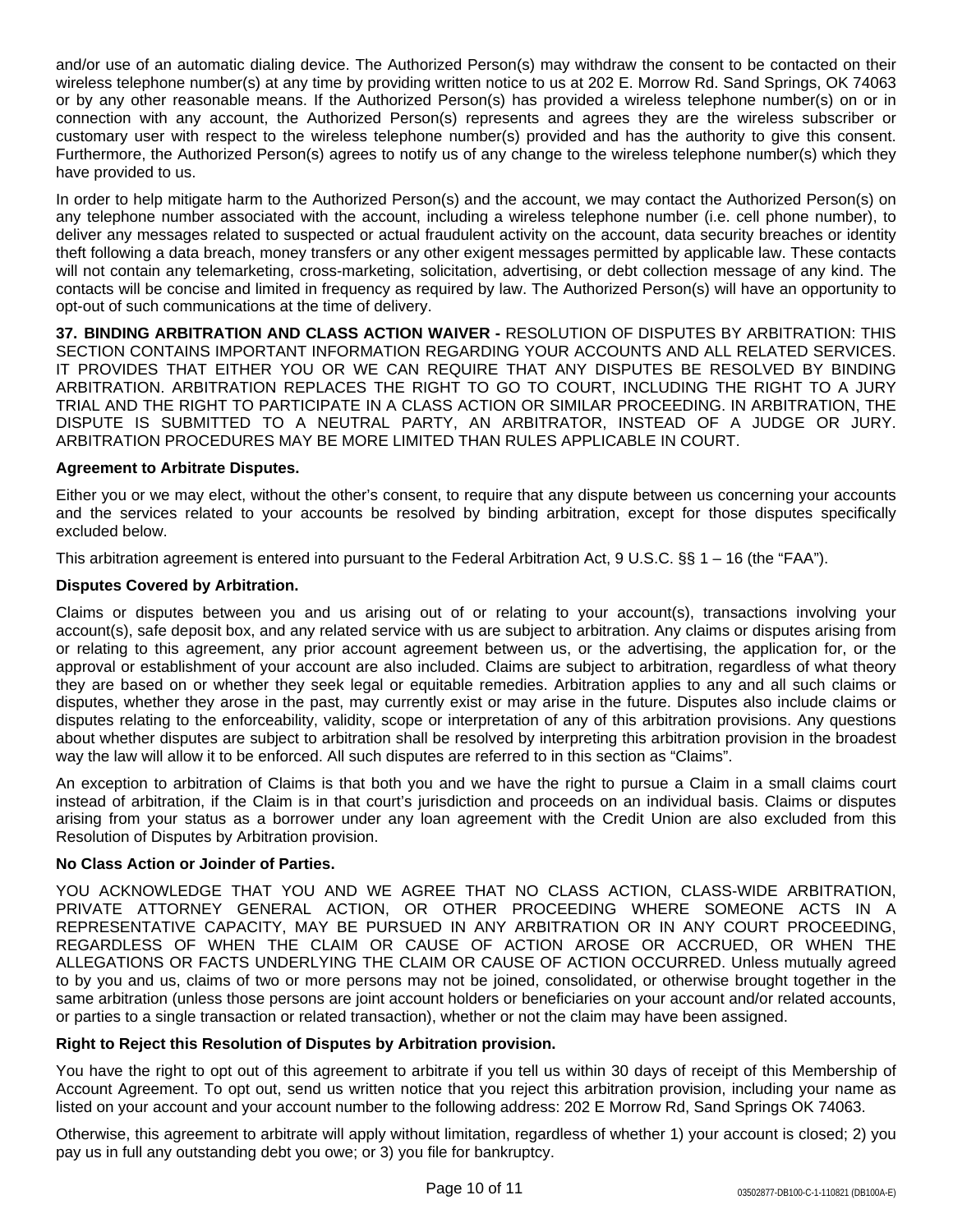and/or use of an automatic dialing device. The Authorized Person(s) may withdraw the consent to be contacted on their wireless telephone number(s) at any time by providing written notice to us at 202 E. Morrow Rd. Sand Springs, OK 74063 or by any other reasonable means. If the Authorized Person(s) has provided a wireless telephone number(s) on or in connection with any account, the Authorized Person(s) represents and agrees they are the wireless subscriber or customary user with respect to the wireless telephone number(s) provided and has the authority to give this consent. Furthermore, the Authorized Person(s) agrees to notify us of any change to the wireless telephone number(s) which they have provided to us.

In order to help mitigate harm to the Authorized Person(s) and the account, we may contact the Authorized Person(s) on any telephone number associated with the account, including a wireless telephone number (i.e. cell phone number), to deliver any messages related to suspected or actual fraudulent activity on the account, data security breaches or identity theft following a data breach, money transfers or any other exigent messages permitted by applicable law. These contacts will not contain any telemarketing, cross-marketing, solicitation, advertising, or debt collection message of any kind. The contacts will be concise and limited in frequency as required by law. The Authorized Person(s) will have an opportunity to opt-out of such communications at the time of delivery.

**37. BINDING ARBITRATION AND CLASS ACTION WAIVER -** RESOLUTION OF DISPUTES BY ARBITRATION: THIS SECTION CONTAINS IMPORTANT INFORMATION REGARDING YOUR ACCOUNTS AND ALL RELATED SERVICES. IT PROVIDES THAT EITHER YOU OR WE CAN REQUIRE THAT ANY DISPUTES BE RESOLVED BY BINDING ARBITRATION. ARBITRATION REPLACES THE RIGHT TO GO TO COURT, INCLUDING THE RIGHT TO A JURY TRIAL AND THE RIGHT TO PARTICIPATE IN A CLASS ACTION OR SIMILAR PROCEEDING. IN ARBITRATION, THE DISPUTE IS SUBMITTED TO A NEUTRAL PARTY, AN ARBITRATOR, INSTEAD OF A JUDGE OR JURY. ARBITRATION PROCEDURES MAY BE MORE LIMITED THAN RULES APPLICABLE IN COURT.

**Agreement to Arbitrate Disputes.**

Either you or we may elect, without the other's consent, to require that any dispute between us concerning your accounts and the services related to your accounts be resolved by binding arbitration, except for those disputes specifically excluded below.

This arbitration agreement is entered into pursuant to the Federal Arbitration Act, 9 U.S.C. §§ 1 – 16 (the "FAA").

**Disputes Covered by Arbitration.**

Claims or disputes between you and us arising out of or relating to your account(s), transactions involving your account(s), safe deposit box, and any related service with us are subject to arbitration. Any claims or disputes arising from or relating to this agreement, any prior account agreement between us, or the advertising, the application for, or the approval or establishment of your account are also included. Claims are subject to arbitration, regardless of what theory they are based on or whether they seek legal or equitable remedies. Arbitration applies to any and all such claims or disputes, whether they arose in the past, may currently exist or may arise in the future. Disputes also include claims or disputes relating to the enforceability, validity, scope or interpretation of any of this arbitration provisions. Any questions about whether disputes are subject to arbitration shall be resolved by interpreting this arbitration provision in the broadest way the law will allow it to be enforced. All such disputes are referred to in this section as "Claims".

An exception to arbitration of Claims is that both you and we have the right to pursue a Claim in a small claims court instead of arbitration, if the Claim is in that court's jurisdiction and proceeds on an individual basis. Claims or disputes arising from your status as a borrower under any loan agreement with the Credit Union are also excluded from this Resolution of Disputes by Arbitration provision.

**No Class Action or Joinder of Parties.**

YOU ACKNOWLEDGE THAT YOU AND WE AGREE THAT NO CLASS ACTION, CLASS-WIDE ARBITRATION, PRIVATE ATTORNEY GENERAL ACTION, OR OTHER PROCEEDING WHERE SOMEONE ACTS IN A REPRESENTATIVE CAPACITY, MAY BE PURSUED IN ANY ARBITRATION OR IN ANY COURT PROCEEDING, REGARDLESS OF WHEN THE CLAIM OR CAUSE OF ACTION AROSE OR ACCRUED, OR WHEN THE ALLEGATIONS OR FACTS UNDERLYING THE CLAIM OR CAUSE OF ACTION OCCURRED. Unless mutually agreed to by you and us, claims of two or more persons may not be joined, consolidated, or otherwise brought together in the same arbitration (unless those persons are joint account holders or beneficiaries on your account and/or related accounts, or parties to a single transaction or related transaction), whether or not the claim may have been assigned.

**Right to Reject this Resolution of Disputes by Arbitration provision.**

You have the right to opt out of this agreement to arbitrate if you tell us within 30 days of receipt of this Membership of Account Agreement. To opt out, send us written notice that you reject this arbitration provision, including your name as listed on your account and your account number to the following address: 202 E Morrow Rd, Sand Springs OK 74063.

Otherwise, this agreement to arbitrate will apply without limitation, regardless of whether 1) your account is closed; 2) you pay us in full any outstanding debt you owe; or 3) you file for bankruptcy.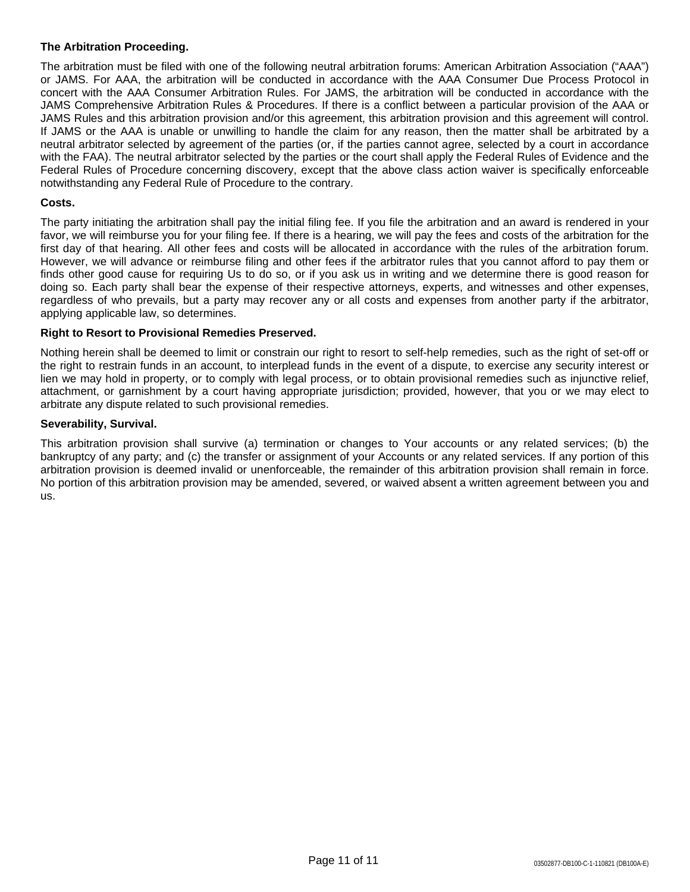**The Arbitration Proceeding.**

The arbitration must be filed with one of the following neutral arbitration forums: American Arbitration Association ("AAA") or JAMS. For AAA, the arbitration will be conducted in accordance with the AAA Consumer Due Process Protocol in concert with the AAA Consumer Arbitration Rules. For JAMS, the arbitration will be conducted in accordance with the JAMS Comprehensive Arbitration Rules & Procedures. If there is a conflict between a particular provision of the AAA or JAMS Rules and this arbitration provision and/or this agreement, this arbitration provision and this agreement will control. If JAMS or the AAA is unable or unwilling to handle the claim for any reason, then the matter shall be arbitrated by a neutral arbitrator selected by agreement of the parties (or, if the parties cannot agree, selected by a court in accordance with the FAA). The neutral arbitrator selected by the parties or the court shall apply the Federal Rules of Evidence and the Federal Rules of Procedure concerning discovery, except that the above class action waiver is specifically enforceable notwithstanding any Federal Rule of Procedure to the contrary.

**Costs.**

The party initiating the arbitration shall pay the initial filing fee. If you file the arbitration and an award is rendered in your favor, we will reimburse you for your filing fee. If there is a hearing, we will pay the fees and costs of the arbitration for the first day of that hearing. All other fees and costs will be allocated in accordance with the rules of the arbitration forum. However, we will advance or reimburse filing and other fees if the arbitrator rules that you cannot afford to pay them or finds other good cause for requiring Us to do so, or if you ask us in writing and we determine there is good reason for doing so. Each party shall bear the expense of their respective attorneys, experts, and witnesses and other expenses, regardless of who prevails, but a party may recover any or all costs and expenses from another party if the arbitrator, applying applicable law, so determines.

**Right to Resort to Provisional Remedies Preserved.**

Nothing herein shall be deemed to limit or constrain our right to resort to self-help remedies, such as the right of set-off or the right to restrain funds in an account, to interplead funds in the event of a dispute, to exercise any security interest or lien we may hold in property, or to comply with legal process, or to obtain provisional remedies such as injunctive relief, attachment, or garnishment by a court having appropriate jurisdiction; provided, however, that you or we may elect to arbitrate any dispute related to such provisional remedies.

**Severability, Survival.**

This arbitration provision shall survive (a) termination or changes to Your accounts or any related services; (b) the bankruptcy of any party; and (c) the transfer or assignment of your Accounts or any related services. If any portion of this arbitration provision is deemed invalid or unenforceable, the remainder of this arbitration provision shall remain in force. No portion of this arbitration provision may be amended, severed, or waived absent a written agreement between you and us.